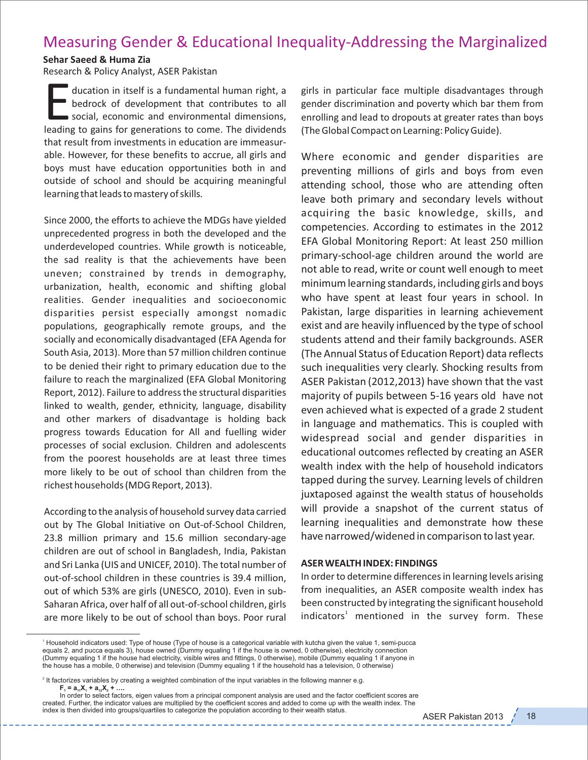# Measuring Gender & Educational Inequality-Addressing the Marginalized

**Sehar Saeed & Huma Zia**
Research & Policy Analyst, ASER Pakistan

Education in itself is a fundamental human right, a bedrock of development that contributes to all social, economic and environmental dimensions, leading to gains for generations to come. The dividends that result from investments in education are immeasurable. However, for these benefits to accrue, all girls and boys must have education opportunities both in and outside of school and should be acquiring meaningful learning that leads to mastery of skills.

Since 2000, the efforts to achieve the MDGs have yielded unprecedented progress in both the developed and the underdeveloped countries. While growth is noticeable, the sad reality is that the achievements have been uneven; constrained by trends in demography, urbanization, health, economic and shifting global realities. Gender inequalities and socioeconomic disparities persist especially amongst nomadic populations, geographically remote groups, and the socially and economically disadvantaged (EFA Agenda for South Asia, 2013). More than 57 million children continue to be denied their right to primary education due to the failure to reach the marginalized (EFA Global Monitoring Report, 2012). Failure to address the structural disparities linked to wealth, gender, ethnicity, language, disability and other markers of disadvantage is holding back progress towards Education for All and fuelling wider processes of social exclusion. Children and adolescents from the poorest households are at least three times more likely to be out of school than children from the richest households (MDG Report, 2013).

According to the analysis of household survey data carried out by The Global Initiative on Out-of-School Children, 23.8 million primary and 15.6 million secondary-age children are out of school in Bangladesh, India, Pakistan and Sri Lanka (UIS and UNICEF, 2010). The total number of out-of-school children in these countries is 39.4 million, out of which 53% are girls (UNESCO, 2010). Even in sub-Saharan Africa, over half of all out-of-school children, girls are more likely to be out of school than boys. Poor rural girls in particular face multiple disadvantages through gender discrimination and poverty which bar them from enrolling and lead to dropouts at greater rates than boys (The Global Compact on Learning: Policy Guide).

Where economic and gender disparities are preventing millions of girls and boys from even attending school, those who are attending often leave both primary and secondary levels without acquiring the basic knowledge, skills, and competencies. According to estimates in the 2012 EFA Global Monitoring Report: At least 250 million primary-school-age children around the world are not able to read, write or count well enough to meet minimum learning standards, including girls and boys who have spent at least four years in school. In Pakistan, large disparities in learning achievement exist and are heavily influenced by the type of school students attend and their family backgrounds. ASER (The Annual Status of Education Report) data reflects such inequalities very clearly. Shocking results from ASER Pakistan (2012,2013) have shown that the vast majority of pupils between 5-16 years old have not even achieved what is expected of a grade 2 student in language and mathematics. This is coupled with widespread social and gender disparities in educational outcomes reflected by creating an ASER wealth index with the help of household indicators tapped during the survey. Learning levels of children juxtaposed against the wealth status of households will provide a snapshot of the current status of learning inequalities and demonstrate how these have narrowed/widened in comparison to last year.

**ASER WEALTH INDEX: FINDINGS**

In order to determine differences in learning levels arising from inequalities, an ASER composite wealth index has been constructed by integrating the significant household indicators[1] mentioned in the survey form. These

---

[1] Household indicators used: Type of house (Type of house is a categorical variable with kutcha given the value 1, semi-pucca equals 2, and pucca equals 3), house owned (Dummy equaling 1 if the house is owned, 0 otherwise), electricity connection (Dummy equaling 1 if the house had electricity, visible wires and fittings, 0 otherwise), mobile (Dummy equaling 1 if anyone in the house has a mobile, 0 otherwise) and television (Dummy equaling 1 if the household has a television, 0 otherwise)

[2] It factorizes variables by creating a weighted combination of the input variables in the following manner e.g.

$$F_1 = a_{11}X_1 + a_{12}X_2 + \ldots$$

In order to select factors, eigen values from a principal component analysis are used and the factor coefficient scores are created. Further, the indicator values are multiplied by the coefficient scores and added to come up with the wealth index. The index is then divided into groups/quartiles to categorize the population according to their wealth status.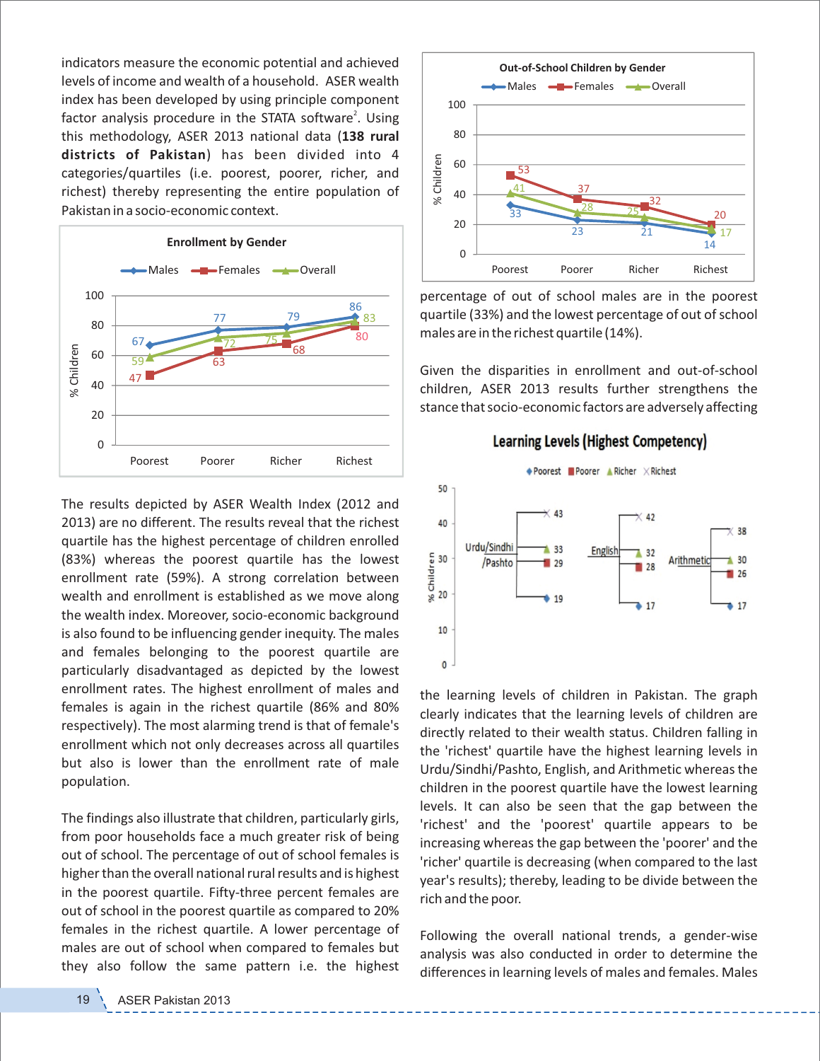indicators measure the economic potential and achieved levels of income and wealth of a household. ASER wealth index has been developed by using principle component factor analysis procedure in the STATA software[2]. Using this methodology, ASER 2013 national data (**138 rural districts of Pakistan**) has been divided into 4 categories/quartiles (i.e. poorest, poorer, richer, and richest) thereby representing the entire population of Pakistan in a socio-economic context.

**Enrollment by Gender**

| % Children | Poorest | Poorer | Richer | Richest |
|---|---|---|---|---|
| Males | 67 | 77 | 79 | 86 |
| Females | 47 | 63 | 68 | 80 |
| Overall | 59 | 72 | 75 | 83 |

The results depicted by ASER Wealth Index (2012 and 2013) are no different. The results reveal that the richest quartile has the highest percentage of children enrolled (83%) whereas the poorest quartile has the lowest enrollment rate (59%). A strong correlation between wealth and enrollment is established as we move along the wealth index. Moreover, socio-economic background is also found to be influencing gender inequity. The males and females belonging to the poorest quartile are particularly disadvantaged as depicted by the lowest enrollment rates. The highest enrollment of males and females is again in the richest quartile (86% and 80% respectively). The most alarming trend is that of female's enrollment which not only decreases across all quartiles but also is lower than the enrollment rate of male population.

The findings also illustrate that children, particularly girls, from poor households face a much greater risk of being out of school. The percentage of out of school females is higher than the overall national rural results and is highest in the poorest quartile. Fifty-three percent females are out of school in the poorest quartile as compared to 20% females in the richest quartile. A lower percentage of males are out of school when compared to females but they also follow the same pattern i.e. the highest

**Out-of-School Children by Gender**

| % Children | Poorest | Poorer | Richer | Richest |
|---|---|---|---|---|
| Males | 33 | 23 | 21 | 14 |
| Females | 53 | 37 | 32 | 20 |
| Overall | 41 | 28 | 25 | 17 |

percentage of out of school males are in the poorest quartile (33%) and the lowest percentage of out of school males are in the richest quartile (14%).

Given the disparities in enrollment and out-of-school children, ASER 2013 results further strengthens the stance that socio-economic factors are adversely affecting

**Learning Levels (Highest Competency)**

| % Children | Urdu/Sindhi/Pashto | English | Arithmetic |
|---|---|---|---|
| Poorest | 19 | 17 | 17 |
| Poorer | 29 | 28 | 26 |
| Richer | 33 | 32 | 30 |
| Richest | 43 | 42 | 38 |

the learning levels of children in Pakistan. The graph clearly indicates that the learning levels of children are directly related to their wealth status. Children falling in the 'richest' quartile have the highest learning levels in Urdu/Sindhi/Pashto, English, and Arithmetic whereas the children in the poorest quartile have the lowest learning levels. It can also be seen that the gap between the 'richest' and the 'poorest' quartile appears to be increasing whereas the gap between the 'poorer' and the 'richer' quartile is decreasing (when compared to the last year's results); thereby, leading to be divide between the rich and the poor.

Following the overall national trends, a gender-wise analysis was also conducted in order to determine the differences in learning levels of males and females. Males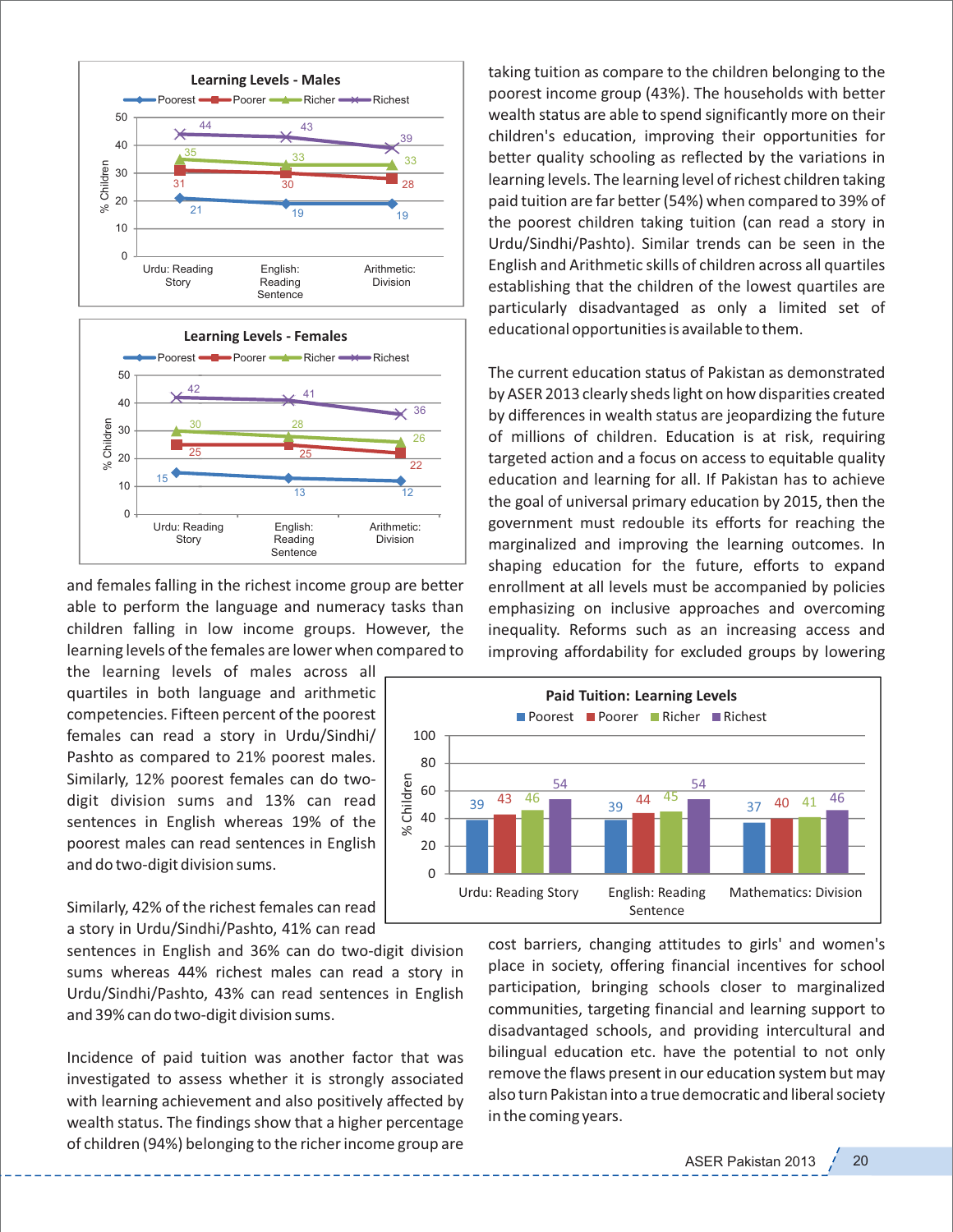Learning Levels - Males

Poorest Poorer Richer Richest

50 40 30 20 10 0

% Children

44 43 39
35 33 33
31 30 28
21 19 19

Urdu: Reading Story
English: Reading Sentence
Arithmetic: Division

Learning Levels - Females

Poorest Poorer Richer Richest

50 40 30 20 10 0

% Children

42 41 36
30 28 26
25 25 22
15 13 12

Urdu: Reading Story
English: Reading Sentence
Arithmetic: Division

and females falling in the richest income group are better able to perform the language and numeracy tasks than children falling in low income groups. However, the learning levels of the females are lower when compared to the learning levels of males across all quartiles in both language and arithmetic competencies. Fifteen percent of the poorest females can read a story in Urdu/Sindhi/ Pashto as compared to 21% poorest males. Similarly, 12% poorest females can do two-digit division sums and 13% can read sentences in English whereas 19% of the poorest males can read sentences in English and do two-digit division sums.

Similarly, 42% of the richest females can read a story in Urdu/Sindhi/Pashto, 41% can read sentences in English and 36% can do two-digit division sums whereas 44% richest males can read a story in Urdu/Sindhi/Pashto, 43% can read sentences in English and 39% can do two-digit division sums.

Incidence of paid tuition was another factor that was investigated to assess whether it is strongly associated with learning achievement and also positively affected by wealth status. The findings show that a higher percentage of children (94%) belonging to the richer income group are taking tuition as compare to the children belonging to the poorest income group (43%). The households with better wealth status are able to spend significantly more on their children's education, improving their opportunities for better quality schooling as reflected by the variations in learning levels. The learning level of richest children taking paid tuition are far better (54%) when compared to 39% of the poorest children taking tuition (can read a story in Urdu/Sindhi/Pashto). Similar trends can be seen in the English and Arithmetic skills of children across all quartiles establishing that the children of the lowest quartiles are particularly disadvantaged as only a limited set of educational opportunities is available to them.

The current education status of Pakistan as demonstrated by ASER 2013 clearly sheds light on how disparities created by differences in wealth status are jeopardizing the future of millions of children. Education is at risk, requiring targeted action and a focus on access to equitable quality education and learning for all. If Pakistan has to achieve the goal of universal primary education by 2015, then the government must redouble its efforts for reaching the marginalized and improving the learning outcomes. In shaping education for the future, efforts to expand enrollment at all levels must be accompanied by policies emphasizing on inclusive approaches and overcoming inequality. Reforms such as an increasing access and improving affordability for excluded groups by lowering cost barriers, changing attitudes to girls' and women's place in society, offering financial incentives for school participation, bringing schools closer to marginalized communities, targeting financial and learning support to disadvantaged schools, and providing intercultural and bilingual education etc. have the potential to not only remove the flaws present in our education system but may also turn Pakistan into a true democratic and liberal society in the coming years.

Paid Tuition: Learning Levels

Poorest Poorer Richer Richest

100 80 60 40 20 0

% Children

39 43 46 54
39 44 45 54
37 40 41 46

Urdu: Reading Story
English: Reading Sentence
Mathematics: Division